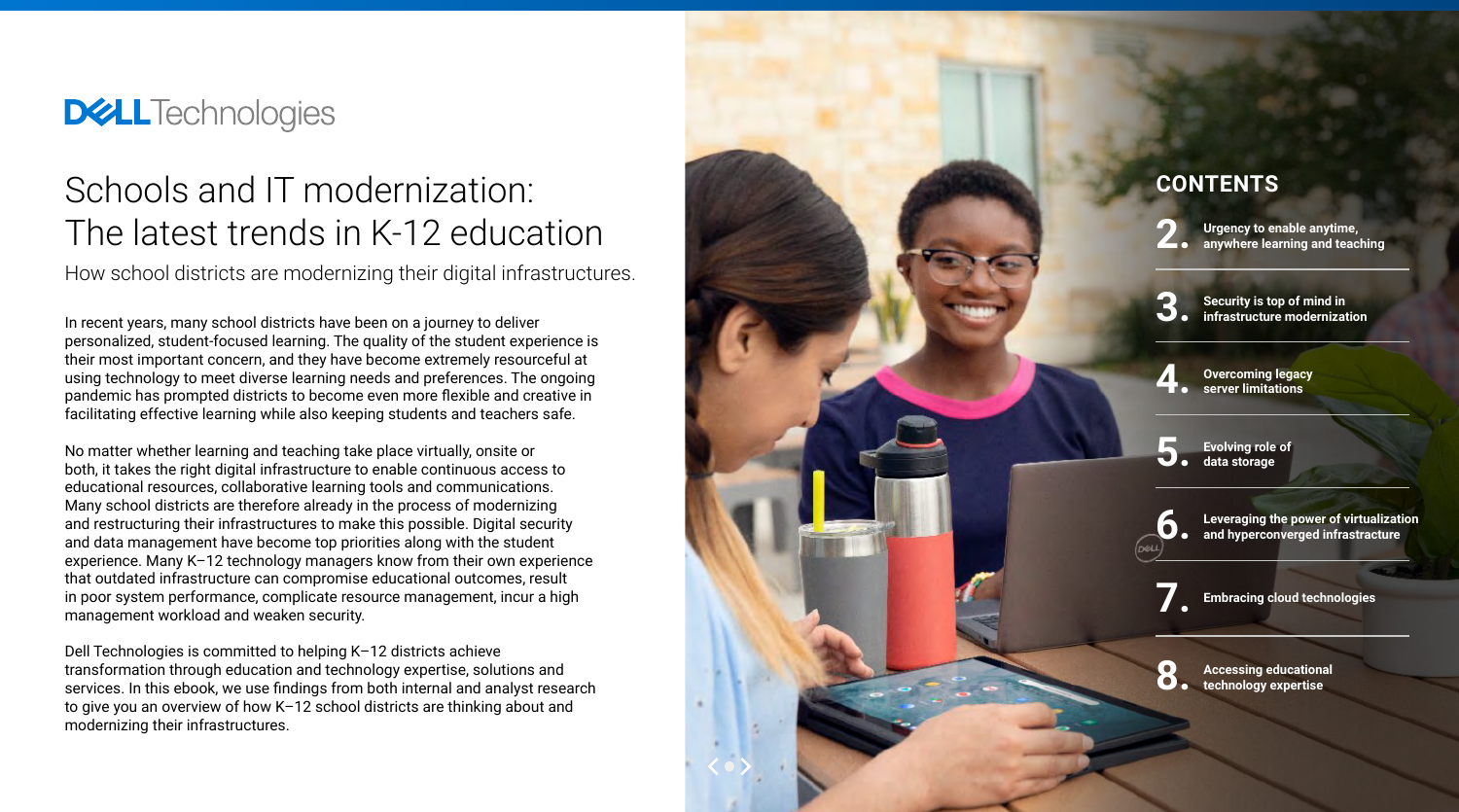Dell Technologies

# Schools and IT modernization: The latest trends in K-12 education

How school districts are modernizing their digital infrastructures.

In recent years, many school districts have been on a journey to deliver personalized, student-focused learning. The quality of the student experience is their most important concern, and they have become extremely resourceful at using technology to meet diverse learning needs and preferences. The ongoing pandemic has prompted districts to become even more flexible and creative in facilitating effective learning while also keeping students and teachers safe.

No matter whether learning and teaching take place virtually, onsite or both, it takes the right digital infrastructure to enable continuous access to educational resources, collaborative learning tools and communications. Many school districts are therefore already in the process of modernizing and restructuring their infrastructures to make this possible. Digital security and data management have become top priorities along with the student experience. Many K–12 technology managers know from their own experience that outdated infrastructure can compromise educational outcomes, result in poor system performance, complicate resource management, incur a high management workload and weaken security.

Dell Technologies is committed to helping K–12 districts achieve transformation through education and technology expertise, solutions and services. In this ebook, we use findings from both internal and analyst research to give you an overview of how K–12 school districts are thinking about and modernizing their infrastructures.

## CONTENTS

2. **Urgency to enable anytime, anywhere learning and teaching**
3. **Security is top of mind in infrastructure modernization**
4. **Overcoming legacy server limitations**
5. **Evolving role of data storage**
6. **Leveraging the power of virtualization and hyperconverged infrastructure**
7. **Embracing cloud technologies**
8. **Accessing educational technology expertise**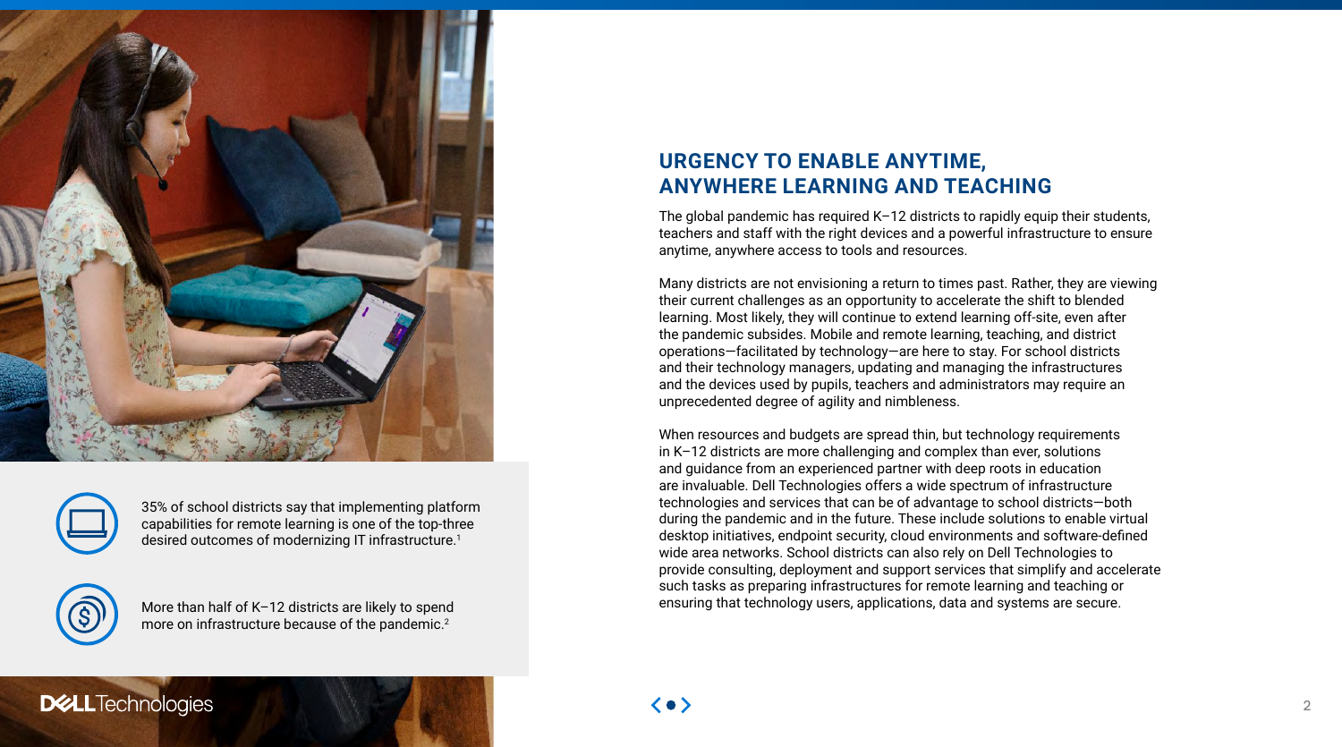## URGENCY TO ENABLE ANYTIME, ANYWHERE LEARNING AND TEACHING

The global pandemic has required K–12 districts to rapidly equip their students, teachers and staff with the right devices and a powerful infrastructure to ensure anytime, anywhere access to tools and resources.

Many districts are not envisioning a return to times past. Rather, they are viewing their current challenges as an opportunity to accelerate the shift to blended learning. Most likely, they will continue to extend learning off-site, even after the pandemic subsides. Mobile and remote learning, teaching, and district operations—facilitated by technology—are here to stay. For school districts and their technology managers, updating and managing the infrastructures and the devices used by pupils, teachers and administrators may require an unprecedented degree of agility and nimbleness.

When resources and budgets are spread thin, but technology requirements in K–12 districts are more challenging and complex than ever, solutions and guidance from an experienced partner with deep roots in education are invaluable. Dell Technologies offers a wide spectrum of infrastructure technologies and services that can be of advantage to school districts—both during the pandemic and in the future. These include solutions to enable virtual desktop initiatives, endpoint security, cloud environments and software-defined wide area networks. School districts can also rely on Dell Technologies to provide consulting, deployment and support services that simplify and accelerate such tasks as preparing infrastructures for remote learning and teaching or ensuring that technology users, applications, data and systems are secure.

35% of school districts say that implementing platform capabilities for remote learning is one of the top-three desired outcomes of modernizing IT infrastructure.[1]

More than half of K–12 districts are likely to spend more on infrastructure because of the pandemic.[2]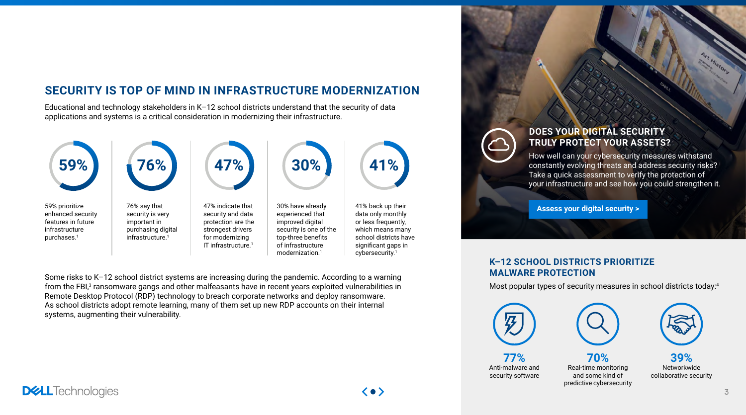## SECURITY IS TOP OF MIND IN INFRASTRUCTURE MODERNIZATION

Educational and technology stakeholders in K–12 school districts understand that the security of data applications and systems is a critical consideration in modernizing their infrastructure.

**59%**

59% prioritize enhanced security features in future infrastructure purchases.[1]

**76%**

76% say that security is very important in purchasing digital infrastructure.[1]

**47%**

47% indicate that security and data protection are the strongest drivers for modernizing IT infrastructure.[1]

**30%**

30% have already experienced that improved digital security is one of the top-three benefits of infrastructure modernization.[1]

**41%**

41% back up their data only monthly or less frequently, which means many school districts have significant gaps in cybersecurity.[1]

Some risks to K–12 school district systems are increasing during the pandemic. According to a warning from the FBI,[3] ransomware gangs and other malfeasants have in recent years exploited vulnerabilities in Remote Desktop Protocol (RDP) technology to breach corporate networks and deploy ransomware. As school districts adopt remote learning, many of them set up new RDP accounts on their internal systems, augmenting their vulnerability.

### DOES YOUR DIGITAL SECURITY TRULY PROTECT YOUR ASSETS?

How well can your cybersecurity measures withstand constantly evolving threats and address security risks? Take a quick assessment to verify the protection of your infrastructure and see how you could strengthen it.

Assess your digital security >

### K–12 SCHOOL DISTRICTS PRIORITIZE MALWARE PROTECTION

Most popular types of security measures in school districts today:[4]

**77%**
Anti-malware and security software

**70%**
Real-time monitoring and some kind of predictive cybersecurity

**39%**
Networkwide collaborative security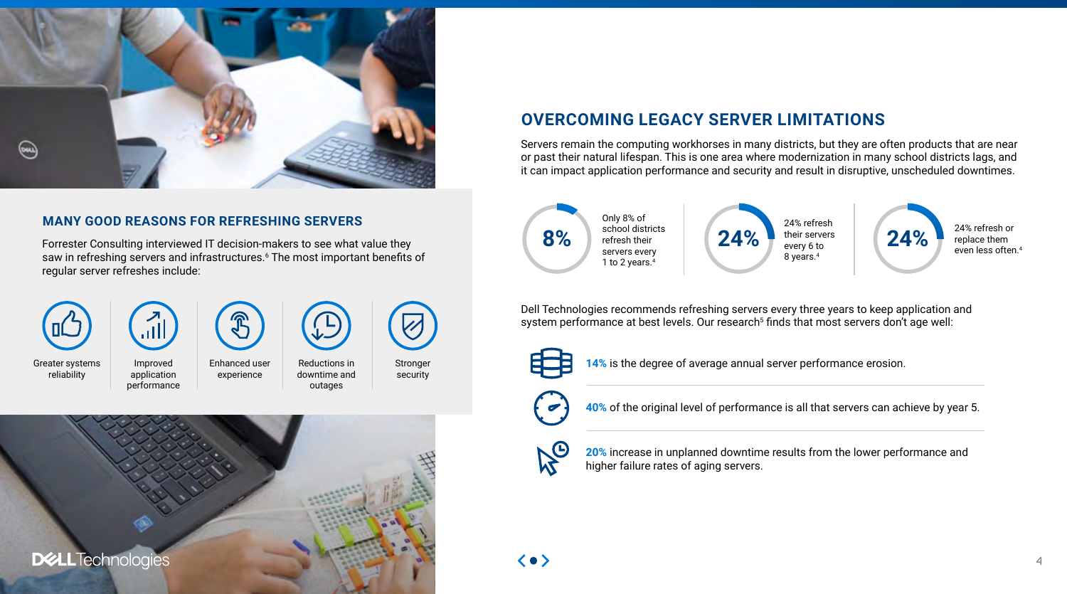## MANY GOOD REASONS FOR REFRESHING SERVERS

Forrester Consulting interviewed IT decision-makers to see what value they saw in refreshing servers and infrastructures.[6] The most important benefits of regular server refreshes include:

- Greater systems reliability
- Improved application performance
- Enhanced user experience
- Reductions in downtime and outages
- Stronger security

## OVERCOMING LEGACY SERVER LIMITATIONS

Servers remain the computing workhorses in many districts, but they are often products that are near or past their natural lifespan. This is one area where modernization in many school districts lags, and it can impact application performance and security and result in disruptive, unscheduled downtimes.

**8%** — Only 8% of school districts refresh their servers every 1 to 2 years.[4]

**24%** — 24% refresh their servers every 6 to 8 years.[4]

**24%** — 24% refresh or replace them even less often.[4]

Dell Technologies recommends refreshing servers every three years to keep application and system performance at best levels. Our research[5] finds that most servers don't age well:

**14%** is the degree of average annual server performance erosion.

**40%** of the original level of performance is all that servers can achieve by year 5.

**20%** increase in unplanned downtime results from the lower performance and higher failure rates of aging servers.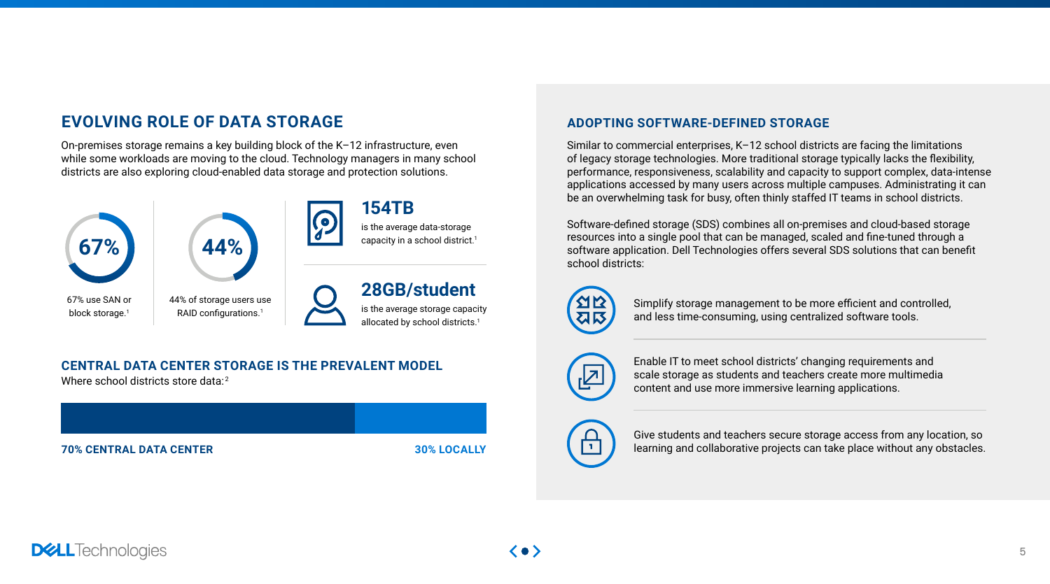## EVOLVING ROLE OF DATA STORAGE

On-premises storage remains a key building block of the K–12 infrastructure, even while some workloads are moving to the cloud. Technology managers in many school districts are also exploring cloud-enabled data storage and protection solutions.

**67%**

67% use SAN or block storage.[1]

**44%**

44% of storage users use RAID configurations.[1]

**154TB**

is the average data-storage capacity in a school district.[1]

**28GB/student**

is the average storage capacity allocated by school districts.[1]

### CENTRAL DATA CENTER STORAGE IS THE PREVALENT MODEL

Where school districts store data:[2]

**70% CENTRAL DATA CENTER**

**30% LOCALLY**

## ADOPTING SOFTWARE-DEFINED STORAGE

Similar to commercial enterprises, K–12 school districts are facing the limitations of legacy storage technologies. More traditional storage typically lacks the flexibility, performance, responsiveness, scalability and capacity to support complex, data-intense applications accessed by many users across multiple campuses. Administrating it can be an overwhelming task for busy, often thinly staffed IT teams in school districts.

Software-defined storage (SDS) combines all on-premises and cloud-based storage resources into a single pool that can be managed, scaled and fine-tuned through a software application. Dell Technologies offers several SDS solutions that can benefit school districts:

- Simplify storage management to be more efficient and controlled, and less time-consuming, using centralized software tools.
- Enable IT to meet school districts' changing requirements and scale storage as students and teachers create more multimedia content and use more immersive learning applications.
- Give students and teachers secure storage access from any location, so learning and collaborative projects can take place without any obstacles.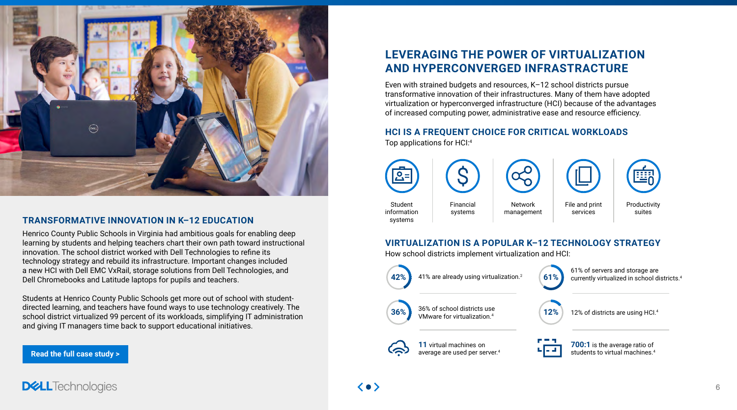## TRANSFORMATIVE INNOVATION IN K–12 EDUCATION

Henrico County Public Schools in Virginia had ambitious goals for enabling deep learning by students and helping teachers chart their own path toward instructional innovation. The school district worked with Dell Technologies to refine its technology strategy and rebuild its infrastructure. Important changes included a new HCI with Dell EMC VxRail, storage solutions from Dell Technologies, and Dell Chromebooks and Latitude laptops for pupils and teachers.

Students at Henrico County Public Schools get more out of school with student-directed learning, and teachers have found ways to use technology creatively. The school district virtualized 99 percent of its workloads, simplifying IT administration and giving IT managers time back to support educational initiatives.

**Read the full case study >**

## LEVERAGING THE POWER OF VIRTUALIZATION AND HYPERCONVERGED INFRASTRUCTURE

Even with strained budgets and resources, K–12 school districts pursue transformative innovation of their infrastructures. Many of them have adopted virtualization or hyperconverged infrastructure (HCI) because of the advantages of increased computing power, administrative ease and resource efficiency.

### HCI IS A FREQUENT CHOICE FOR CRITICAL WORKLOADS

Top applications for HCI:[4]

- Student information systems
- Financial systems
- Network management
- File and print services
- Productivity suites

### VIRTUALIZATION IS A POPULAR K–12 TECHNOLOGY STRATEGY

How school districts implement virtualization and HCI:

- **42%** — 41% are already using virtualization.[2]
- **61%** — 61% of servers and storage are currently virtualized in school districts.[4]
- **36%** — 36% of school districts use VMware for virtualization.[4]
- **12%** — 12% of districts are using HCI.[4]
- **11** virtual machines on average are used per server.[4]
- **700:1** is the average ratio of students to virtual machines.[4]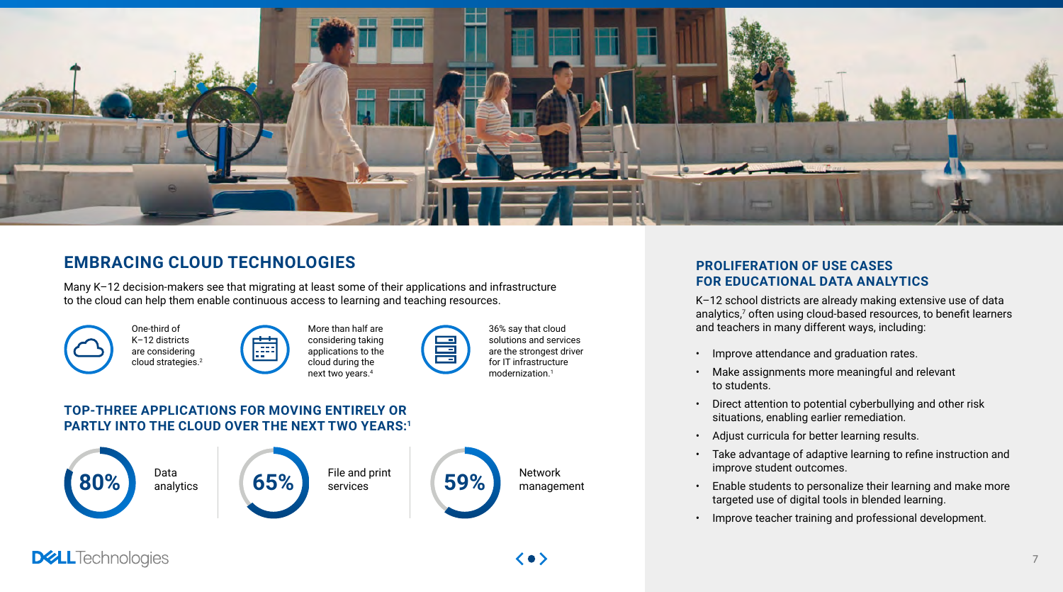## EMBRACING CLOUD TECHNOLOGIES

Many K–12 decision-makers see that migrating at least some of their applications and infrastructure to the cloud can help them enable continuous access to learning and teaching resources.

- One-third of K–12 districts are considering cloud strategies.[2]
- More than half are considering taking applications to the cloud during the next two years.[4]
- 36% say that cloud solutions and services are the strongest driver for IT infrastructure modernization.[1]

### TOP-THREE APPLICATIONS FOR MOVING ENTIRELY OR PARTLY INTO THE CLOUD OVER THE NEXT TWO YEARS:[1]

- **80%** Data analytics
- **65%** File and print services
- **59%** Network management

## PROLIFERATION OF USE CASES FOR EDUCATIONAL DATA ANALYTICS

K–12 school districts are already making extensive use of data analytics,[7] often using cloud-based resources, to benefit learners and teachers in many different ways, including:

- Improve attendance and graduation rates.
- Make assignments more meaningful and relevant to students.
- Direct attention to potential cyberbullying and other risk situations, enabling earlier remediation.
- Adjust curricula for better learning results.
- Take advantage of adaptive learning to refine instruction and improve student outcomes.
- Enable students to personalize their learning and make more targeted use of digital tools in blended learning.
- Improve teacher training and professional development.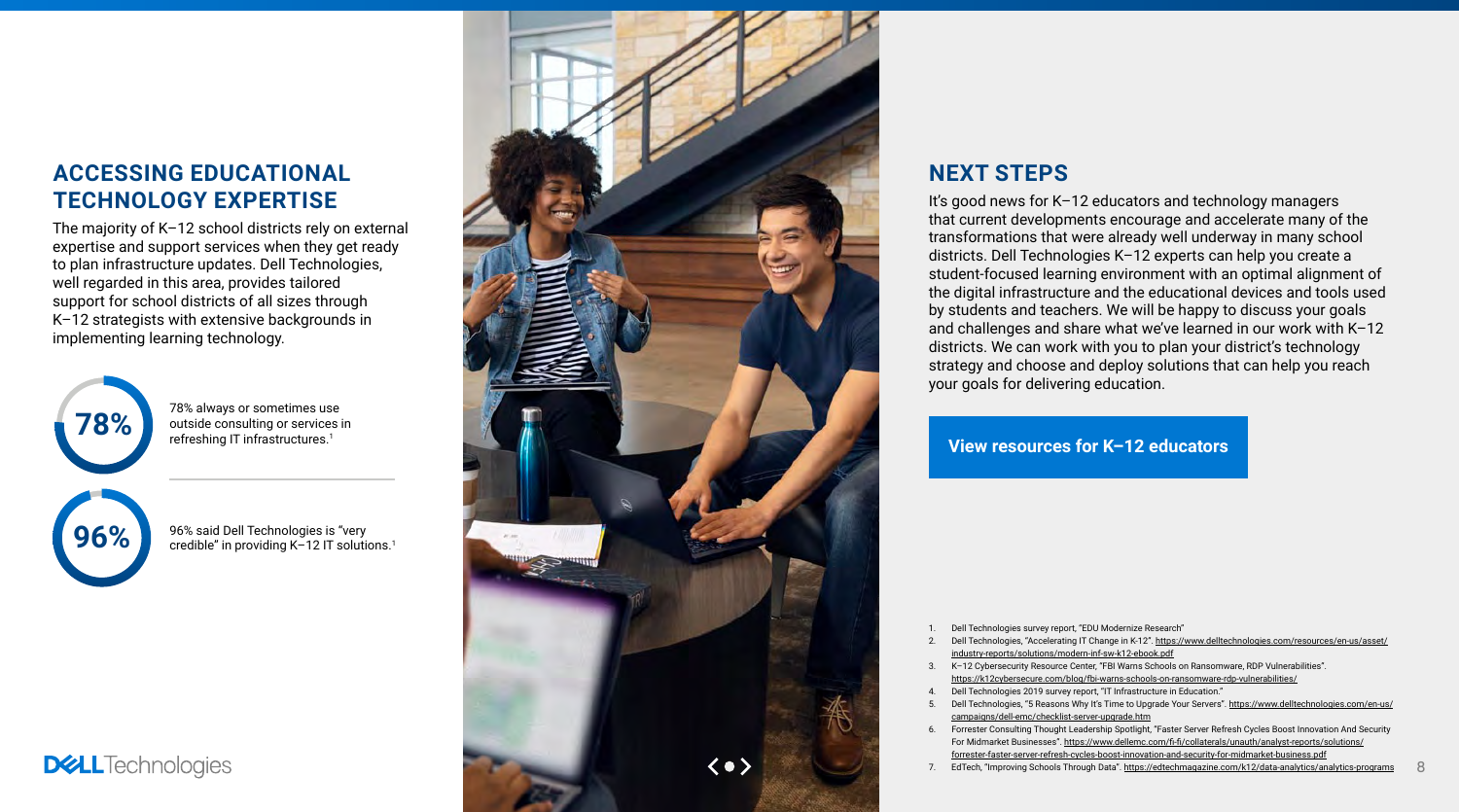## ACCESSING EDUCATIONAL TECHNOLOGY EXPERTISE

The majority of K–12 school districts rely on external expertise and support services when they get ready to plan infrastructure updates. Dell Technologies, well regarded in this area, provides tailored support for school districts of all sizes through K–12 strategists with extensive backgrounds in implementing learning technology.

78%

78% always or sometimes use outside consulting or services in refreshing IT infrastructures.[1]

96%

96% said Dell Technologies is "very credible" in providing K–12 IT solutions.[1]

## NEXT STEPS

It's good news for K–12 educators and technology managers that current developments encourage and accelerate many of the transformations that were already well underway in many school districts. Dell Technologies K–12 experts can help you create a student-focused learning environment with an optimal alignment of the digital infrastructure and the educational devices and tools used by students and teachers. We will be happy to discuss your goals and challenges and share what we've learned in our work with K–12 districts. We can work with you to plan your district's technology strategy and choose and deploy solutions that can help you reach your goals for delivering education.

**View resources for K–12 educators**

1. Dell Technologies survey report, "EDU Modernize Research"
2. Dell Technologies, "Accelerating IT Change in K-12". https://www.delltechnologies.com/resources/en-us/asset/industry-reports/solutions/modern-inf-sw-k12-ebook.pdf
3. K–12 Cybersecurity Resource Center, "FBI Warns Schools on Ransomware, RDP Vulnerabilities". https://k12cybersecure.com/blog/fbi-warns-schools-on-ransomware-rdp-vulnerabilities/
4. Dell Technologies 2019 survey report, "IT Infrastructure in Education."
5. Dell Technologies, "5 Reasons Why It's Time to Upgrade Your Servers". https://www.delltechnologies.com/en-us/campaigns/dell-emc/checklist-server-upgrade.htm
6. Forrester Consulting Thought Leadership Spotlight, "Faster Server Refresh Cycles Boost Innovation And Security For Midmarket Businesses". https://www.dellemc.com/fi-fi/collaterals/unauth/analyst-reports/solutions/forrester-faster-server-refresh-cycles-boost-innovation-and-security-for-midmarket-business.pdf
7. EdTech, "Improving Schools Through Data". https://edtechmagazine.com/k12/data-analytics/analytics-programs